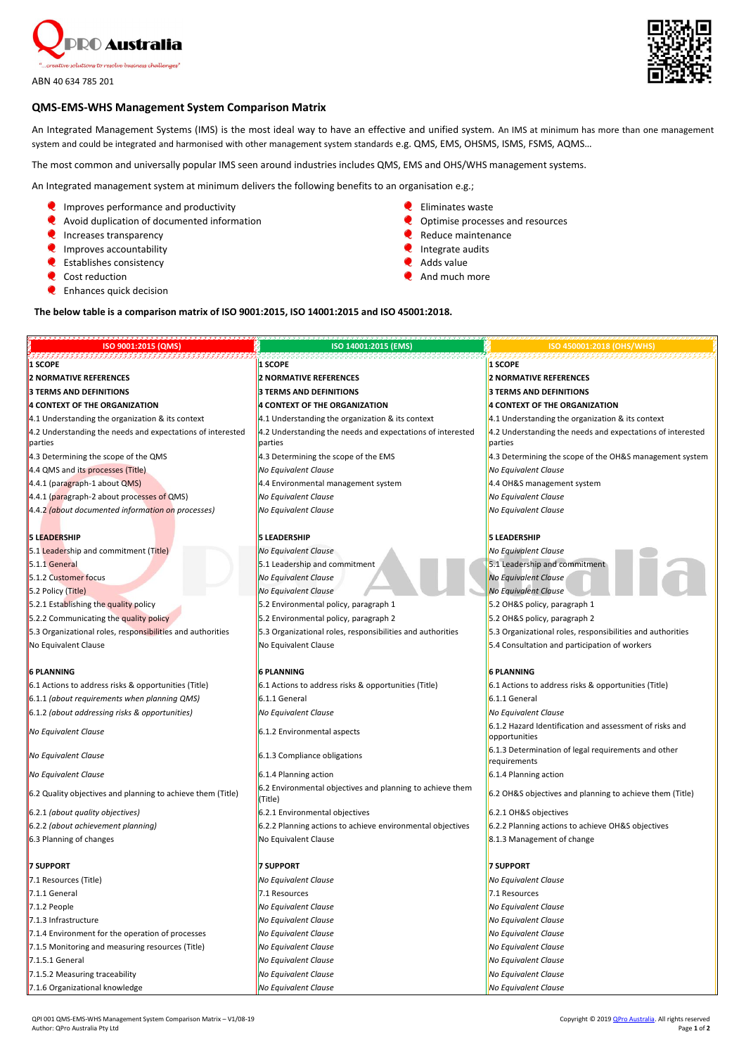QPRO Australia

"...creative solutions to resolve business challenges"

ABN 40 634 785 201

## QMS-EMS-WHS Management System Comparison Matrix

An Integrated Management Systems (IMS) is the most ideal way to have an effective and unified system. An IMS at minimum has more than one management system and could be integrated and harmonised with other management system standards e.g. QMS, EMS, OHSMS, ISMS, FSMS, AQMS…

The most common and universally popular IMS seen around industries includes QMS, EMS and OHS/WHS management systems.

An Integrated management system at minimum delivers the following benefits to an organisation e.g.;

- Improves performance and productivity
- Avoid duplication of documented information
- Increases transparency
- Improves accountability
- Establishes consistency
- Cost reduction
- Enhances quick decision
- Eliminates waste
- Optimise processes and resources
- Reduce maintenance
- Integrate audits
- Adds value
- And much more

**The below table is a comparison matrix of ISO 9001:2015, ISO 14001:2015 and ISO 45001:2018.**

| ISO 9001:2015 (QMS) | ISO 14001:2015 (EMS) | ISO 450001:2018 (OHS/WHS) |
|---|---|---|
| **1 SCOPE** | **1 SCOPE** | **1 SCOPE** |
| **2 NORMATIVE REFERENCES** | **2 NORMATIVE REFERENCES** | **2 NORMATIVE REFERENCES** |
| **3 TERMS AND DEFINITIONS** | **3 TERMS AND DEFINITIONS** | **3 TERMS AND DEFINITIONS** |
| **4 CONTEXT OF THE ORGANIZATION** | **4 CONTEXT OF THE ORGANIZATION** | **4 CONTEXT OF THE ORGANIZATION** |
| 4.1 Understanding the organization & its context | 4.1 Understanding the organization & its context | 4.1 Understanding the organization & its context |
| 4.2 Understanding the needs and expectations of interested parties | 4.2 Understanding the needs and expectations of interested parties | 4.2 Understanding the needs and expectations of interested parties |
| 4.3 Determining the scope of the QMS | 4.3 Determining the scope of the EMS | 4.3 Determining the scope of the OH&S management system |
| 4.4 QMS and its processes (Title) | *No Equivalent Clause* | *No Equivalent Clause* |
| 4.4.1 (paragraph-1 about QMS) | 4.4 Environmental management system | 4.4 OH&S management system |
| 4.4.1 (paragraph-2 about processes of QMS) | *No Equivalent Clause* | *No Equivalent Clause* |
| 4.4.2 *(about documented information on processes)* | *No Equivalent Clause* | *No Equivalent Clause* |
| | | |
| **5 LEADERSHIP** | **5 LEADERSHIP** | **5 LEADERSHIP** |
| 5.1 Leadership and commitment (Title) | *No Equivalent Clause* | *No Equivalent Clause* |
| 5.1.1 General | 5.1 Leadership and commitment | 5.1 Leadership and commitment |
| 5.1.2 Customer focus | *No Equivalent Clause* | *No Equivalent Clause* |
| 5.2 Policy (Title) | *No Equivalent Clause* | *No Equivalent Clause* |
| 5.2.1 Establishing the quality policy | 5.2 Environmental policy, paragraph 1 | 5.2 OH&S policy, paragraph 1 |
| 5.2.2 Communicating the quality policy | 5.2 Environmental policy, paragraph 2 | 5.2 OH&S policy, paragraph 2 |
| 5.3 Organizational roles, responsibilities and authorities | 5.3 Organizational roles, responsibilities and authorities | 5.3 Organizational roles, responsibilities and authorities |
| No Equivalent Clause | No Equivalent Clause | 5.4 Consultation and participation of workers |
| | | |
| **6 PLANNING** | **6 PLANNING** | **6 PLANNING** |
| 6.1 Actions to address risks & opportunities (Title) | 6.1 Actions to address risks & opportunities (Title) | 6.1 Actions to address risks & opportunities (Title) |
| 6.1.1 *(about requirements when planning QMS)* | 6.1.1 General | 6.1.1 General |
| 6.1.2 *(about addressing risks & opportunities)* | *No Equivalent Clause* | *No Equivalent Clause* |
| *No Equivalent Clause* | 6.1.2 Environmental aspects | 6.1.2 Hazard Identification and assessment of risks and opportunities |
| *No Equivalent Clause* | 6.1.3 Compliance obligations | 6.1.3 Determination of legal requirements and other requirements |
| *No Equivalent Clause* | 6.1.4 Planning action | 6.1.4 Planning action |
| 6.2 Quality objectives and planning to achieve them (Title) | 6.2 Environmental objectives and planning to achieve them (Title) | 6.2 OH&S objectives and planning to achieve them (Title) |
| 6.2.1 *(about quality objectives)* | 6.2.1 Environmental objectives | 6.2.1 OH&S objectives |
| 6.2.2 *(about achievement planning)* | 6.2.2 Planning actions to achieve environmental objectives | 6.2.2 Planning actions to achieve OH&S objectives |
| 6.3 Planning of changes | No Equivalent Clause | 8.1.3 Management of change |
| | | |
| **7 SUPPORT** | **7 SUPPORT** | **7 SUPPORT** |
| 7.1 Resources (Title) | *No Equivalent Clause* | *No Equivalent Clause* |
| 7.1.1 General | 7.1 Resources | 7.1 Resources |
| 7.1.2 People | *No Equivalent Clause* | *No Equivalent Clause* |
| 7.1.3 Infrastructure | *No Equivalent Clause* | *No Equivalent Clause* |
| 7.1.4 Environment for the operation of processes | *No Equivalent Clause* | *No Equivalent Clause* |
| 7.1.5 Monitoring and measuring resources (Title) | *No Equivalent Clause* | *No Equivalent Clause* |
| 7.1.5.1 General | *No Equivalent Clause* | *No Equivalent Clause* |
| 7.1.5.2 Measuring traceability | *No Equivalent Clause* | *No Equivalent Clause* |
| 7.1.6 Organizational knowledge | *No Equivalent Clause* | *No Equivalent Clause* |

QPI 001 QMS-EMS-WHS Management System Comparison Matrix – V1/08-19
Author: QPro Australia Pty Ltd

Copyright © 2019 QPro Australia. All rights reserved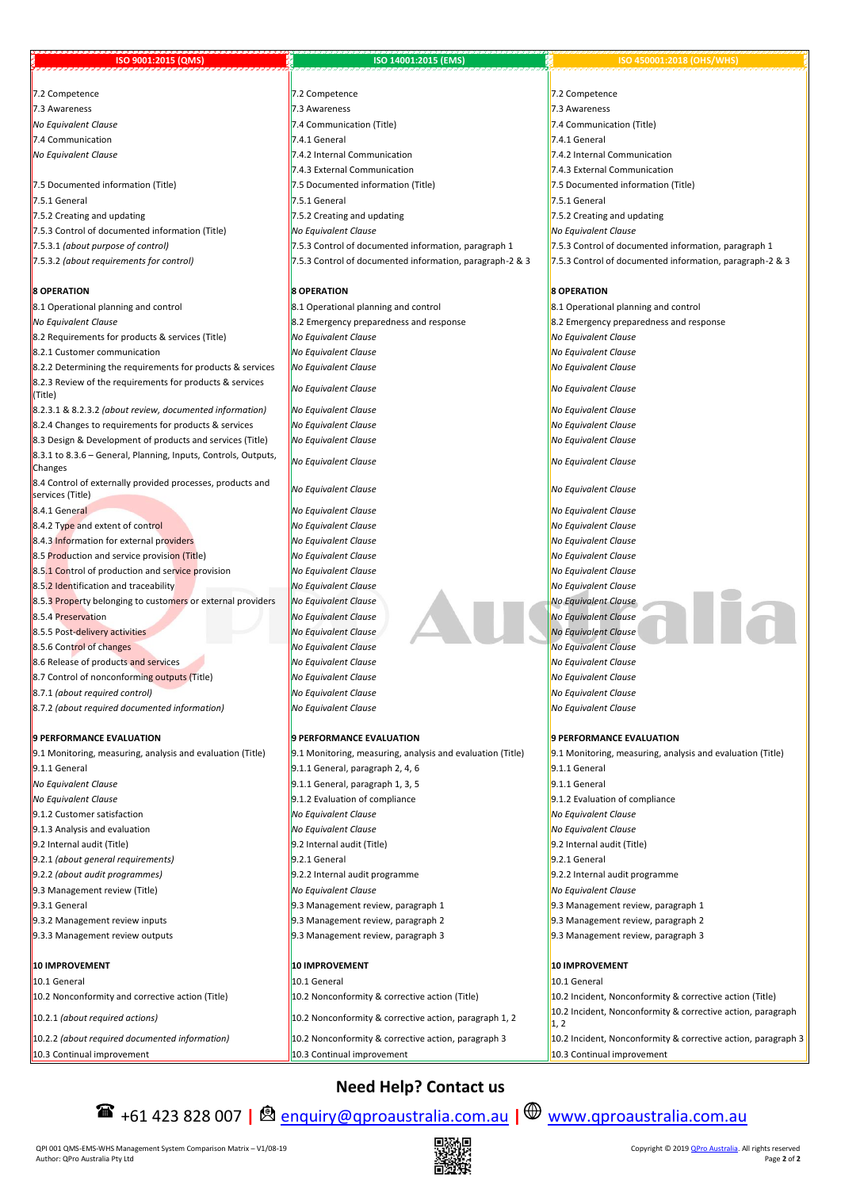| ISO 9001:2015 (QMS) | ISO 14001:2015 (EMS) | ISO 45001:2018 (OHS/WHS) |
|---|---|---|
| 7.2 Competence | 7.2 Competence | 7.2 Competence |
| 7.3 Awareness | 7.3 Awareness | 7.3 Awareness |
| *No Equivalent Clause* | 7.4 Communication (Title) | 7.4 Communication (Title) |
| 7.4 Communication | 7.4.1 General | 7.4.1 General |
| *No Equivalent Clause* | 7.4.2 Internal Communication | 7.4.2 Internal Communication |
| | 7.4.3 External Communication | 7.4.3 External Communication |
| 7.5 Documented information (Title) | 7.5 Documented information (Title) | 7.5 Documented information (Title) |
| 7.5.1 General | 7.5.1 General | 7.5.1 General |
| 7.5.2 Creating and updating | 7.5.2 Creating and updating | 7.5.2 Creating and updating |
| 7.5.3 Control of documented information (Title) | *No Equivalent Clause* | *No Equivalent Clause* |
| 7.5.3.1 *(about purpose of control)* | 7.5.3 Control of documented information, paragraph 1 | 7.5.3 Control of documented information, paragraph 1 |
| 7.5.3.2 *(about requirements for control)* | 7.5.3 Control of documented information, paragraph-2 & 3 | 7.5.3 Control of documented information, paragraph-2 & 3 |
| **8 OPERATION** | **8 OPERATION** | **8 OPERATION** |
| 8.1 Operational planning and control | 8.1 Operational planning and control | 8.1 Operational planning and control |
| *No Equivalent Clause* | 8.2 Emergency preparedness and response | 8.2 Emergency preparedness and response |
| 8.2 Requirements for products & services (Title) | *No Equivalent Clause* | *No Equivalent Clause* |
| 8.2.1 Customer communication | *No Equivalent Clause* | *No Equivalent Clause* |
| 8.2.2 Determining the requirements for products & services | *No Equivalent Clause* | *No Equivalent Clause* |
| 8.2.3 Review of the requirements for products & services (Title) | *No Equivalent Clause* | *No Equivalent Clause* |
| 8.2.3.1 & 8.2.3.2 *(about review, documented information)* | *No Equivalent Clause* | *No Equivalent Clause* |
| 8.2.4 Changes to requirements for products & services | *No Equivalent Clause* | *No Equivalent Clause* |
| 8.3 Design & Development of products and services (Title) | *No Equivalent Clause* | *No Equivalent Clause* |
| 8.3.1 to 8.3.6 – General, Planning, Inputs, Controls, Outputs, Changes | *No Equivalent Clause* | *No Equivalent Clause* |
| 8.4 Control of externally provided processes, products and services (Title) | *No Equivalent Clause* | *No Equivalent Clause* |
| 8.4.1 General | *No Equivalent Clause* | *No Equivalent Clause* |
| 8.4.2 Type and extent of control | *No Equivalent Clause* | *No Equivalent Clause* |
| 8.4.3 Information for external providers | *No Equivalent Clause* | *No Equivalent Clause* |
| 8.5 Production and service provision (Title) | *No Equivalent Clause* | *No Equivalent Clause* |
| 8.5.1 Control of production and service provision | *No Equivalent Clause* | *No Equivalent Clause* |
| 8.5.2 Identification and traceability | *No Equivalent Clause* | *No Equivalent Clause* |
| 8.5.3 Property belonging to customers or external providers | *No Equivalent Clause* | *No Equivalent Clause* |
| 8.5.4 Preservation | *No Equivalent Clause* | *No Equivalent Clause* |
| 8.5.5 Post-delivery activities | *No Equivalent Clause* | *No Equivalent Clause* |
| 8.5.6 Control of changes | *No Equivalent Clause* | *No Equivalent Clause* |
| 8.6 Release of products and services | *No Equivalent Clause* | *No Equivalent Clause* |
| 8.7 Control of nonconforming outputs (Title) | *No Equivalent Clause* | *No Equivalent Clause* |
| 8.7.1 *(about required control)* | *No Equivalent Clause* | *No Equivalent Clause* |
| 8.7.2 *(about required documented information)* | *No Equivalent Clause* | *No Equivalent Clause* |
| **9 PERFORMANCE EVALUATION** | **9 PERFORMANCE EVALUATION** | **9 PERFORMANCE EVALUATION** |
| 9.1 Monitoring, measuring, analysis and evaluation (Title) | 9.1 Monitoring, measuring, analysis and evaluation (Title) | 9.1 Monitoring, measuring, analysis and evaluation (Title) |
| 9.1.1 General | 9.1.1 General, paragraph 2, 4, 6 | 9.1.1 General |
| *No Equivalent Clause* | 9.1.1 General, paragraph 1, 3, 5 | 9.1.1 General |
| *No Equivalent Clause* | 9.1.2 Evaluation of compliance | 9.1.2 Evaluation of compliance |
| 9.1.2 Customer satisfaction | *No Equivalent Clause* | *No Equivalent Clause* |
| 9.1.3 Analysis and evaluation | *No Equivalent Clause* | *No Equivalent Clause* |
| 9.2 Internal audit (Title) | 9.2 Internal audit (Title) | 9.2 Internal audit (Title) |
| 9.2.1 *(about general requirements)* | 9.2.1 General | 9.2.1 General |
| 9.2.2 *(about audit programmes)* | 9.2.2 Internal audit programme | 9.2.2 Internal audit programme |
| 9.3 Management review (Title) | *No Equivalent Clause* | *No Equivalent Clause* |
| 9.3.1 General | 9.3 Management review, paragraph 1 | 9.3 Management review, paragraph 1 |
| 9.3.2 Management review inputs | 9.3 Management review, paragraph 2 | 9.3 Management review, paragraph 2 |
| 9.3.3 Management review outputs | 9.3 Management review, paragraph 3 | 9.3 Management review, paragraph 3 |
| **10 IMPROVEMENT** | **10 IMPROVEMENT** | **10 IMPROVEMENT** |
| 10.1 General | 10.1 General | 10.1 General |
| 10.2 Nonconformity and corrective action (Title) | 10.2 Nonconformity & corrective action (Title) | 10.2 Incident, Nonconformity & corrective action (Title) |
| 10.2.1 *(about required actions)* | 10.2 Nonconformity & corrective action, paragraph 1, 2 | 10.2 Incident, Nonconformity & corrective action, paragraph 1, 2 |
| 10.2.2 *(about required documented information)* | 10.2 Nonconformity & corrective action, paragraph 3 | 10.2 Incident, Nonconformity & corrective action, paragraph 3 |
| 10.3 Continual improvement | 10.3 Continual improvement | 10.3 Continual improvement |

## Need Help? Contact us

☎ +61 423 828 007 | enquiry@qproaustralia.com.au | www.qproaustralia.com.au

QPI 001 QMS-EMS-WHS Management System Comparison Matrix – V1/08-19
Author: QPro Australia Pty Ltd

Copyright © 2019 QPro Australia. All rights reserved